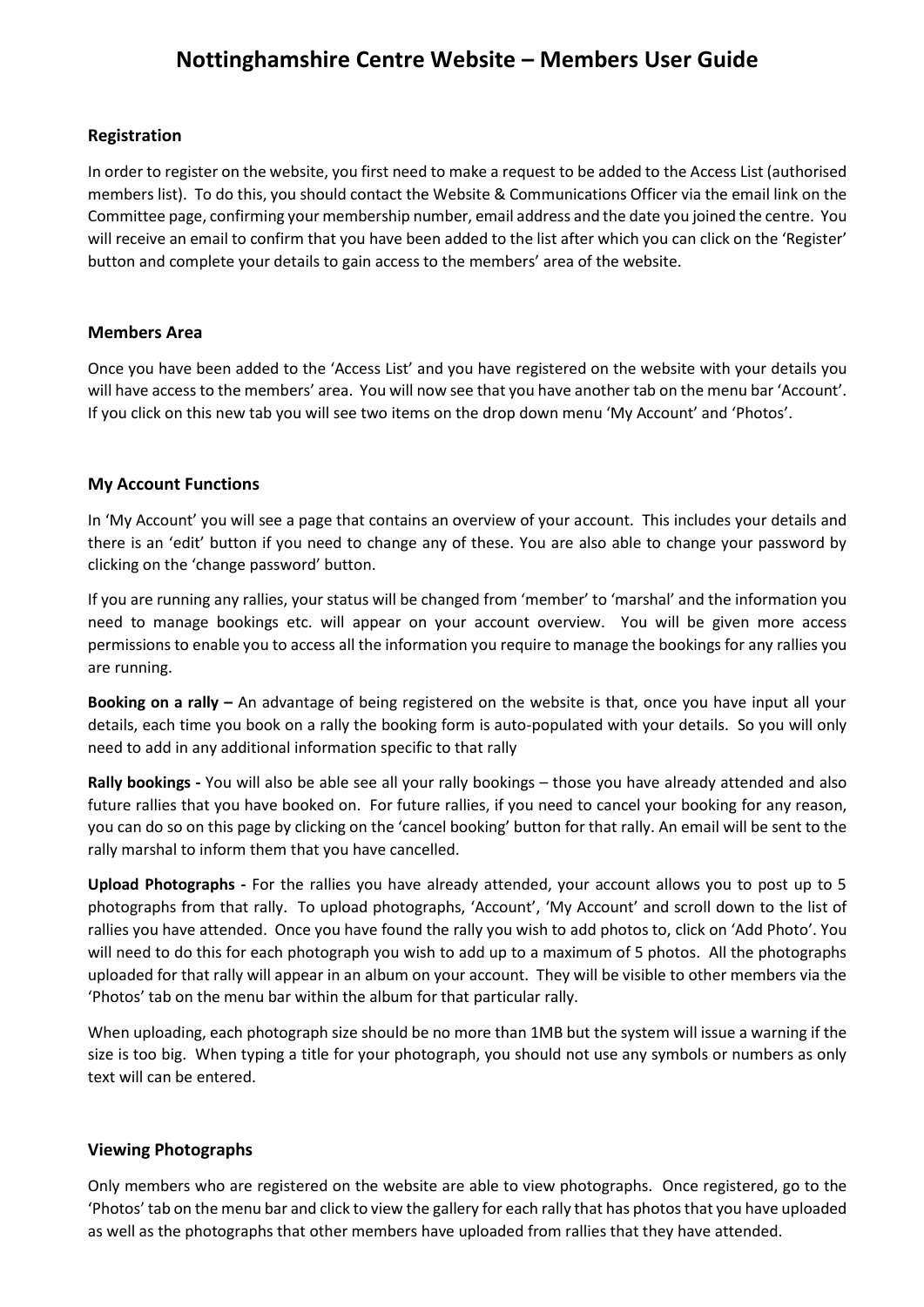# Nottinghamshire Centre Website – Members User Guide

## Registration

In order to register on the website, you first need to make a request to be added to the Access List (authorised members list). To do this, you should contact the Website & Communications Officer via the email link on the Committee page, confirming your membership number, email address and the date you joined the centre. You will receive an email to confirm that you have been added to the list after which you can click on the 'Register' button and complete your details to gain access to the members' area of the website.

## Members Area

Once you have been added to the 'Access List' and you have registered on the website with your details you will have access to the members' area. You will now see that you have another tab on the menu bar 'Account'. If you click on this new tab you will see two items on the drop down menu 'My Account' and 'Photos'.

## My Account Functions

In 'My Account' you will see a page that contains an overview of your account. This includes your details and there is an 'edit' button if you need to change any of these. You are also able to change your password by clicking on the 'change password' button.

If you are running any rallies, your status will be changed from 'member' to 'marshal' and the information you need to manage bookings etc. will appear on your account overview. You will be given more access permissions to enable you to access all the information you require to manage the bookings for any rallies you are running.

**Booking on a rally –** An advantage of being registered on the website is that, once you have input all your details, each time you book on a rally the booking form is auto-populated with your details. So you will only need to add in any additional information specific to that rally

**Rally bookings -** You will also be able see all your rally bookings – those you have already attended and also future rallies that you have booked on. For future rallies, if you need to cancel your booking for any reason, you can do so on this page by clicking on the 'cancel booking' button for that rally. An email will be sent to the rally marshal to inform them that you have cancelled.

**Upload Photographs -** For the rallies you have already attended, your account allows you to post up to 5 photographs from that rally. To upload photographs, 'Account', 'My Account' and scroll down to the list of rallies you have attended. Once you have found the rally you wish to add photos to, click on 'Add Photo'. You will need to do this for each photograph you wish to add up to a maximum of 5 photos. All the photographs uploaded for that rally will appear in an album on your account. They will be visible to other members via the 'Photos' tab on the menu bar within the album for that particular rally.

When uploading, each photograph size should be no more than 1MB but the system will issue a warning if the size is too big. When typing a title for your photograph, you should not use any symbols or numbers as only text will can be entered.

## Viewing Photographs

Only members who are registered on the website are able to view photographs. Once registered, go to the 'Photos' tab on the menu bar and click to view the gallery for each rally that has photos that you have uploaded as well as the photographs that other members have uploaded from rallies that they have attended.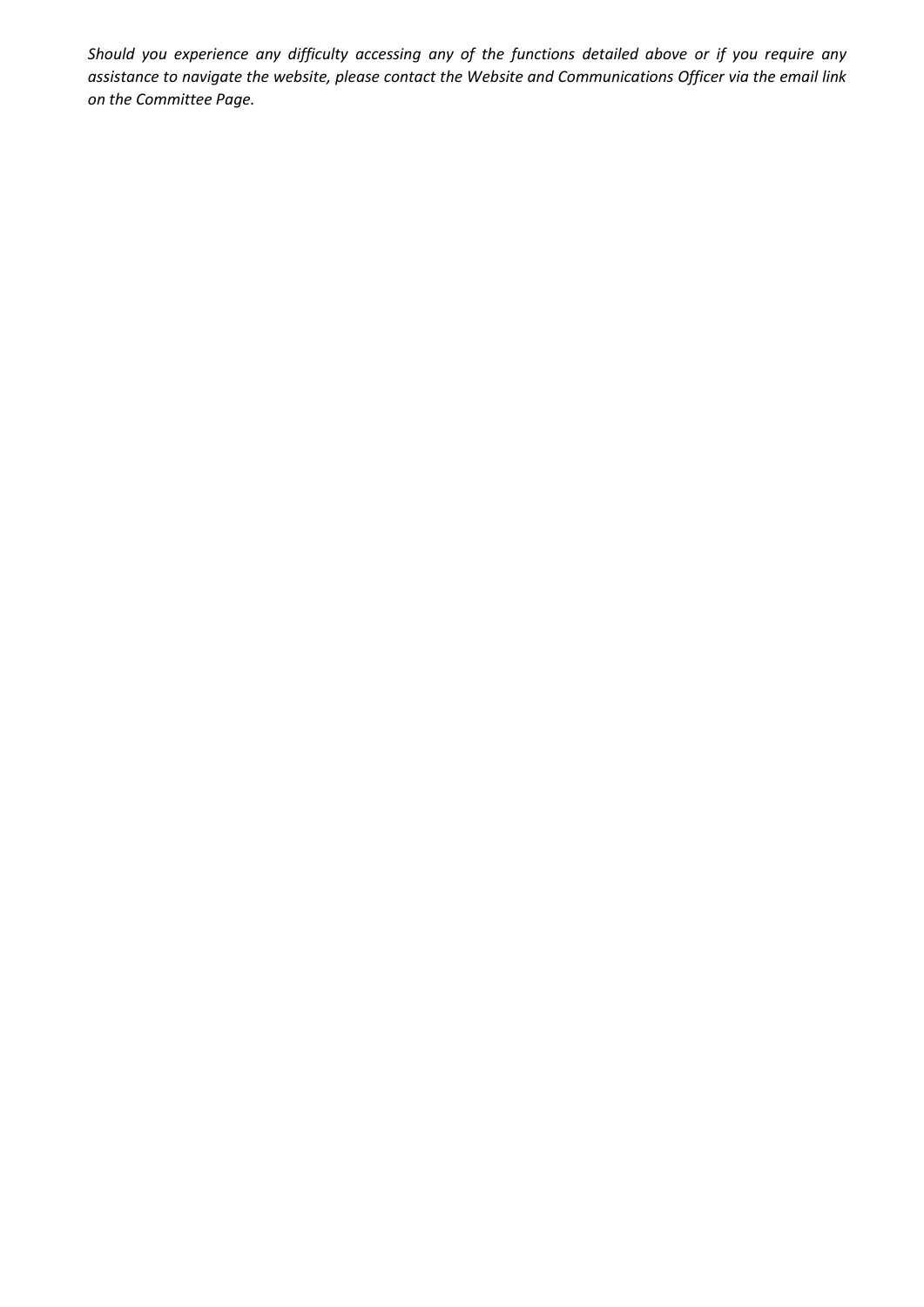*Should you experience any difficulty accessing any of the functions detailed above or if you require any assistance to navigate the website, please contact the Website and Communications Officer via the email link on the Committee Page.*